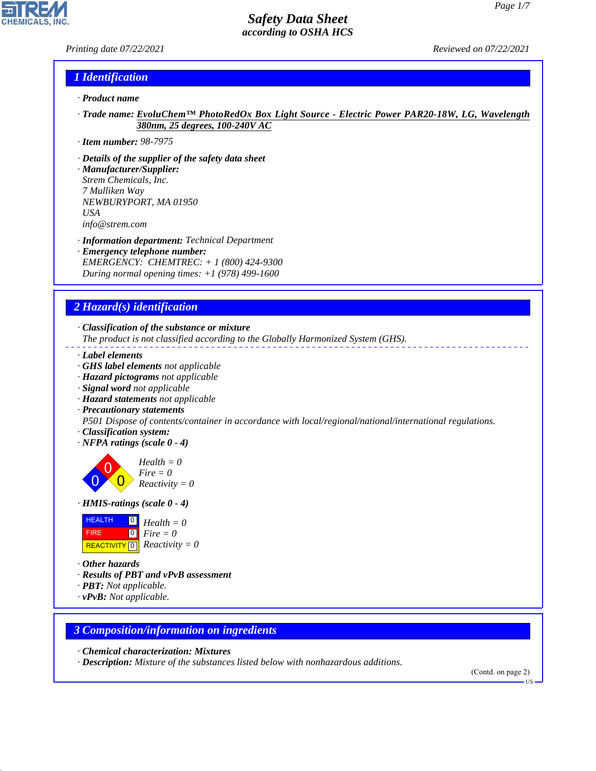# Safety Data Sheet
*according to OSHA HCS*

Printing date 07/22/2021 Reviewed on 07/22/2021

## 1 Identification

· **Product name**

· **Trade name:** EvoluChem™ PhotoRedOx Box Light Source - Electric Power PAR20-18W, LG, Wavelength 380nm, 25 degrees, 100-240V AC

· **Item number:** 98-7975

· **Details of the supplier of the safety data sheet**
· **Manufacturer/Supplier:**
Strem Chemicals, Inc.
7 Mulliken Way
NEWBURYPORT, MA 01950
USA
info@strem.com

· **Information department:** Technical Department
· **Emergency telephone number:**
EMERGENCY: CHEMTREC: + 1 (800) 424-9300
During normal opening times: +1 (978) 499-1600

## 2 Hazard(s) identification

· **Classification of the substance or mixture**
The product is not classified according to the Globally Harmonized System (GHS).

· **Label elements**
· **GHS label elements** not applicable
· **Hazard pictograms** not applicable
· **Signal word** not applicable
· **Hazard statements** not applicable
· **Precautionary statements**
P501 Dispose of contents/container in accordance with local/regional/national/international regulations.
· **Classification system:**
· **NFPA ratings (scale 0 - 4)**

Health = 0
Fire = 0
Reactivity = 0

· **HMIS-ratings (scale 0 - 4)**

| | | |
|---|---|---|
| HEALTH | 0 | Health = 0 |
| FIRE | 0 | Fire = 0 |
| REACTIVITY | 0 | Reactivity = 0 |

· **Other hazards**
· **Results of PBT and vPvB assessment**
· **PBT:** Not applicable.
· **vPvB:** Not applicable.

## 3 Composition/information on ingredients

· **Chemical characterization: Mixtures**
· **Description:** Mixture of the substances listed below with nonhazardous additions.

(Contd. on page 2)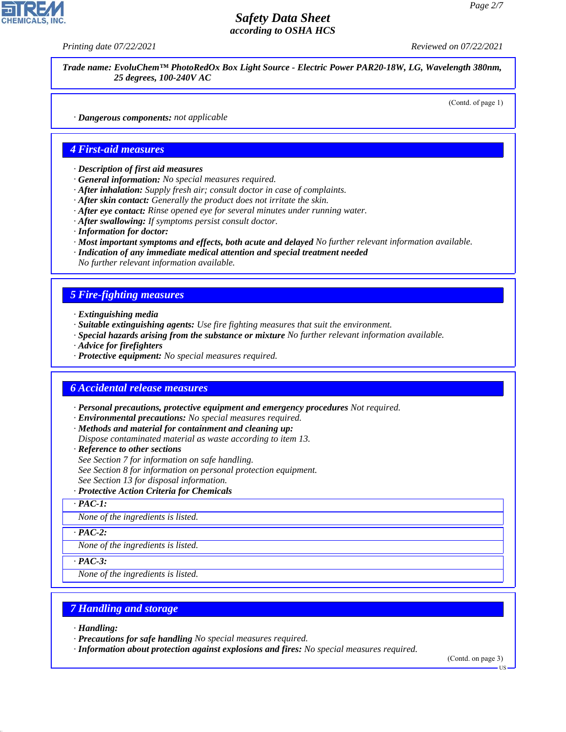Trade name: EvoluChem™ PhotoRedOx Box Light Source - Electric Power PAR20-18W, LG, Wavelength 380nm, 25 degrees, 100-240V AC

(Contd. of page 1)

· **Dangerous components:** not applicable

## 4 First-aid measures

· **Description of first aid measures**
· **General information:** No special measures required.
· **After inhalation:** Supply fresh air; consult doctor in case of complaints.
· **After skin contact:** Generally the product does not irritate the skin.
· **After eye contact:** Rinse opened eye for several minutes under running water.
· **After swallowing:** If symptoms persist consult doctor.
· **Information for doctor:**
· **Most important symptoms and effects, both acute and delayed** No further relevant information available.
· **Indication of any immediate medical attention and special treatment needed**
No further relevant information available.

## 5 Fire-fighting measures

· **Extinguishing media**
· **Suitable extinguishing agents:** Use fire fighting measures that suit the environment.
· **Special hazards arising from the substance or mixture** No further relevant information available.
· **Advice for firefighters**
· **Protective equipment:** No special measures required.

## 6 Accidental release measures

· **Personal precautions, protective equipment and emergency procedures** Not required.
· **Environmental precautions:** No special measures required.
· **Methods and material for containment and cleaning up:**
Dispose contaminated material as waste according to item 13.
· **Reference to other sections**
See Section 7 for information on safe handling.
See Section 8 for information on personal protection equipment.
See Section 13 for disposal information.
· **Protective Action Criteria for Chemicals**

· **PAC-1:**
None of the ingredients is listed.

· **PAC-2:**
None of the ingredients is listed.

· **PAC-3:**
None of the ingredients is listed.

## 7 Handling and storage

· **Handling:**
· **Precautions for safe handling** No special measures required.
· **Information about protection against explosions and fires:** No special measures required.

(Contd. on page 3)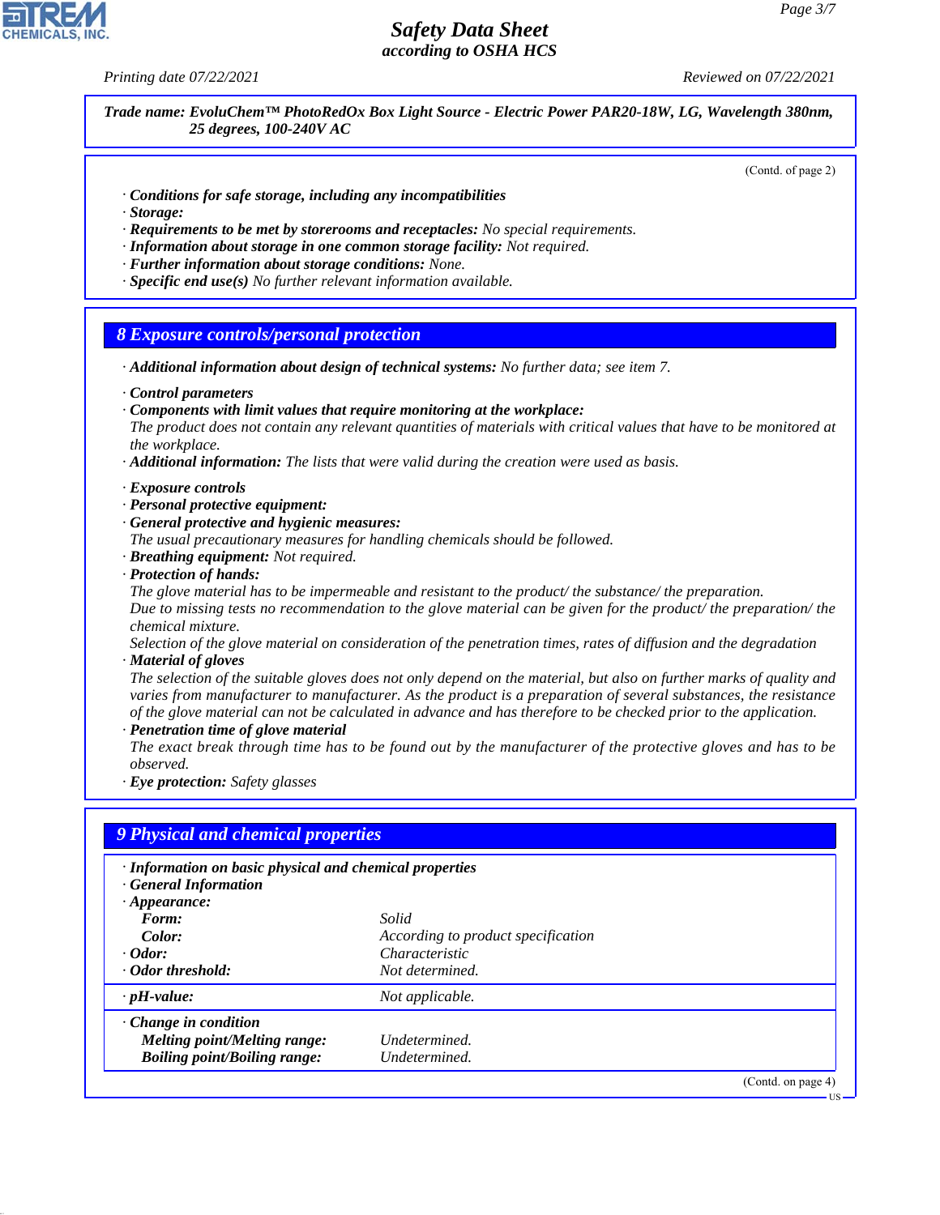*Trade name: EvoluChem™ PhotoRedOx Box Light Source - Electric Power PAR20-18W, LG, Wavelength 380nm, 25 degrees, 100-240V AC*

(Contd. of page 2)

· **Conditions for safe storage, including any incompatibilities**
· **Storage:**
· **Requirements to be met by storerooms and receptacles:** No special requirements.
· **Information about storage in one common storage facility:** Not required.
· **Further information about storage conditions:** None.
· **Specific end use(s)** No further relevant information available.

## 8 Exposure controls/personal protection

· **Additional information about design of technical systems:** No further data; see item 7.

· **Control parameters**
· **Components with limit values that require monitoring at the workplace:**
The product does not contain any relevant quantities of materials with critical values that have to be monitored at the workplace.
· **Additional information:** The lists that were valid during the creation were used as basis.

· **Exposure controls**
· **Personal protective equipment:**
· **General protective and hygienic measures:**
The usual precautionary measures for handling chemicals should be followed.
· **Breathing equipment:** Not required.
· **Protection of hands:**
The glove material has to be impermeable and resistant to the product/ the substance/ the preparation.
Due to missing tests no recommendation to the glove material can be given for the product/ the preparation/ the chemical mixture.
Selection of the glove material on consideration of the penetration times, rates of diffusion and the degradation
· **Material of gloves**
The selection of the suitable gloves does not only depend on the material, but also on further marks of quality and varies from manufacturer to manufacturer. As the product is a preparation of several substances, the resistance of the glove material can not be calculated in advance and has therefore to be checked prior to the application.
· **Penetration time of glove material**
The exact break through time has to be found out by the manufacturer of the protective gloves and has to be observed.
· **Eye protection:** Safety glasses

## 9 Physical and chemical properties

· **Information on basic physical and chemical properties**
· **General Information**
· **Appearance:**

| | |
|---|---|
| **Form:** | Solid |
| **Color:** | According to product specification |
| · **Odor:** | Characteristic |
| · **Odor threshold:** | Not determined. |
| · **pH-value:** | Not applicable. |
| · **Change in condition** | |
| **Melting point/Melting range:** | Undetermined. |
| **Boiling point/Boiling range:** | Undetermined. |

(Contd. on page 4)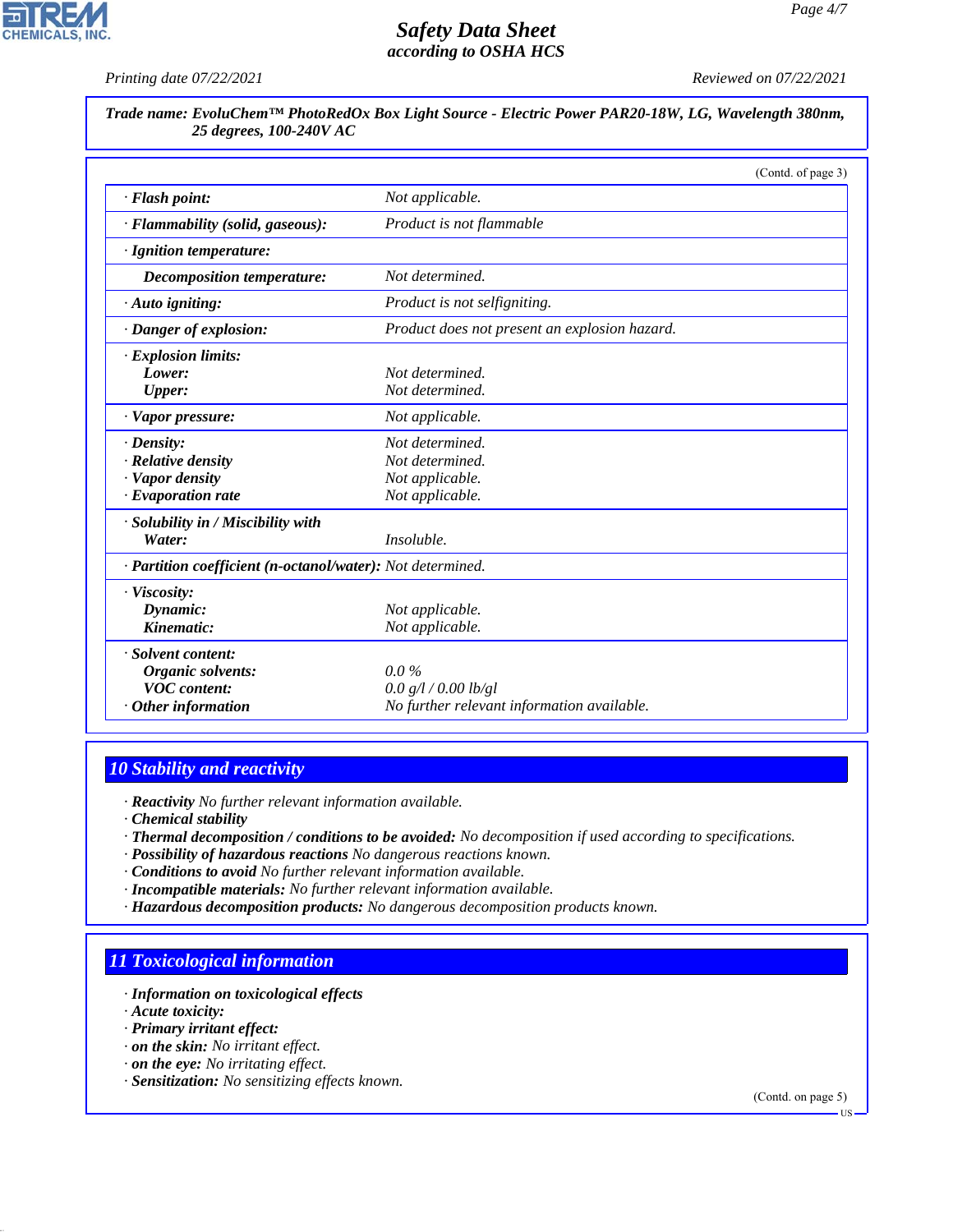Trade name: EvoluChem™ PhotoRedOx Box Light Source - Electric Power PAR20-18W, LG, Wavelength 380nm, 25 degrees, 100-240V AC

(Contd. of page 3)

| | |
|---|---|
| · **Flash point:** | Not applicable. |
| · **Flammability (solid, gaseous):** | Product is not flammable |
| · **Ignition temperature:** | |
| **Decomposition temperature:** | Not determined. |
| · **Auto igniting:** | Product is not selfigniting. |
| · **Danger of explosion:** | Product does not present an explosion hazard. |
| · **Explosion limits:** | |
| **Lower:** | Not determined. |
| **Upper:** | Not determined. |
| · **Vapor pressure:** | Not applicable. |
| · **Density:** | Not determined. |
| · **Relative density** | Not determined. |
| · **Vapor density** | Not applicable. |
| · **Evaporation rate** | Not applicable. |
| · **Solubility in / Miscibility with** | |
| **Water:** | Insoluble. |
| · **Partition coefficient (n-octanol/water):** | Not determined. |
| · **Viscosity:** | |
| **Dynamic:** | Not applicable. |
| **Kinematic:** | Not applicable. |
| · **Solvent content:** | |
| **Organic solvents:** | 0.0 % |
| **VOC content:** | 0.0 g/l / 0.00 lb/gl |
| · **Other information** | No further relevant information available. |

## 10 Stability and reactivity

· **Reactivity** No further relevant information available.
· **Chemical stability**
· **Thermal decomposition / conditions to be avoided:** No decomposition if used according to specifications.
· **Possibility of hazardous reactions** No dangerous reactions known.
· **Conditions to avoid** No further relevant information available.
· **Incompatible materials:** No further relevant information available.
· **Hazardous decomposition products:** No dangerous decomposition products known.

## 11 Toxicological information

· **Information on toxicological effects**
· **Acute toxicity:**
· **Primary irritant effect:**
· **on the skin:** No irritant effect.
· **on the eye:** No irritating effect.
· **Sensitization:** No sensitizing effects known.

(Contd. on page 5)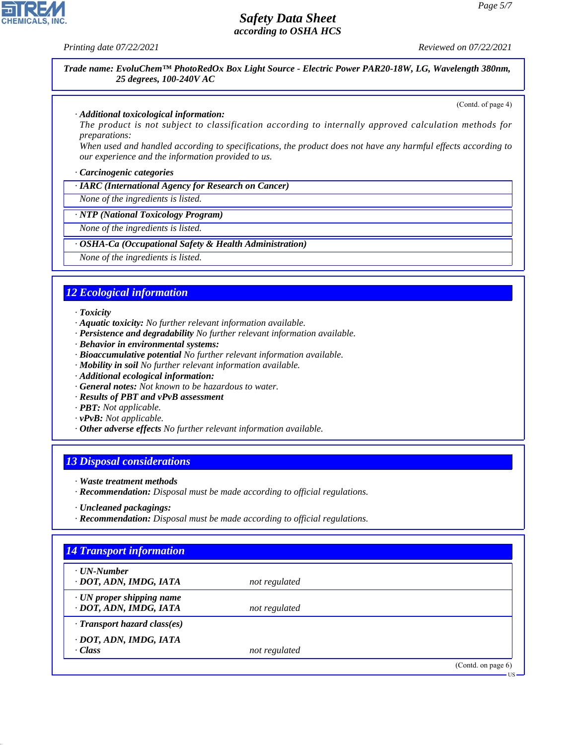Trade name: EvoluChem™ PhotoRedOx Box Light Source - Electric Power PAR20-18W, LG, Wavelength 380nm, 25 degrees, 100-240V AC

(Contd. of page 4)

· **Additional toxicological information:**
The product is not subject to classification according to internally approved calculation methods for preparations:
When used and handled according to specifications, the product does not have any harmful effects according to our experience and the information provided to us.

· **Carcinogenic categories**

| · IARC (International Agency for Research on Cancer) |
|---|
| None of the ingredients is listed. |

| · NTP (National Toxicology Program) |
|---|
| None of the ingredients is listed. |

| · OSHA-Ca (Occupational Safety & Health Administration) |
|---|
| None of the ingredients is listed. |

## 12 Ecological information

· **Toxicity**
· **Aquatic toxicity:** No further relevant information available.
· **Persistence and degradability** No further relevant information available.
· **Behavior in environmental systems:**
· **Bioaccumulative potential** No further relevant information available.
· **Mobility in soil** No further relevant information available.
· **Additional ecological information:**
· **General notes:** Not known to be hazardous to water.
· **Results of PBT and vPvB assessment**
· **PBT:** Not applicable.
· **vPvB:** Not applicable.
· **Other adverse effects** No further relevant information available.

## 13 Disposal considerations

· **Waste treatment methods**
· **Recommendation:** Disposal must be made according to official regulations.

· **Uncleaned packagings:**
· **Recommendation:** Disposal must be made according to official regulations.

## 14 Transport information

| | |
|---|---|
| · **UN-Number** | |
| · **DOT, ADN, IMDG, IATA** | not regulated |
| · **UN proper shipping name** | |
| · **DOT, ADN, IMDG, IATA** | not regulated |
| · **Transport hazard class(es)** | |
| · **DOT, ADN, IMDG, IATA** | |
| · **Class** | not regulated |

(Contd. on page 6)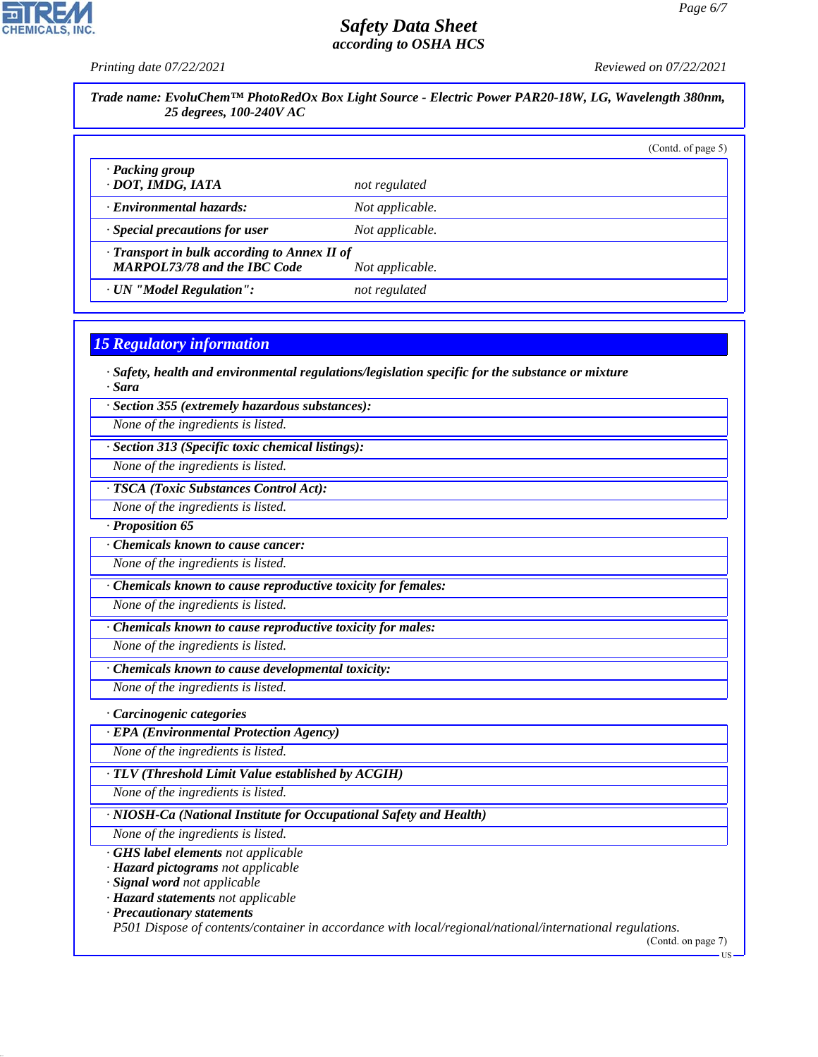**Trade name: EvoluChem™ PhotoRedOx Box Light Source - Electric Power PAR20-18W, LG, Wavelength 380nm, 25 degrees, 100-240V AC**

(Contd. of page 5)

| | |
|---|---|
| · **Packing group** · **DOT, IMDG, IATA** | not regulated |
| · **Environmental hazards:** | Not applicable. |
| · **Special precautions for user** | Not applicable. |
| · **Transport in bulk according to Annex II of MARPOL73/78 and the IBC Code** | Not applicable. |
| · **UN "Model Regulation":** | not regulated |

## 15 Regulatory information

· **Safety, health and environmental regulations/legislation specific for the substance or mixture**

· **Sara**

· **Section 355 (extremely hazardous substances):**

None of the ingredients is listed.

· **Section 313 (Specific toxic chemical listings):**

None of the ingredients is listed.

· **TSCA (Toxic Substances Control Act):**

None of the ingredients is listed.

· **Proposition 65**

· **Chemicals known to cause cancer:**

None of the ingredients is listed.

· **Chemicals known to cause reproductive toxicity for females:**

None of the ingredients is listed.

· **Chemicals known to cause reproductive toxicity for males:**

None of the ingredients is listed.

· **Chemicals known to cause developmental toxicity:**

None of the ingredients is listed.

· **Carcinogenic categories**

· **EPA (Environmental Protection Agency)**

None of the ingredients is listed.

· **TLV (Threshold Limit Value established by ACGIH)**

None of the ingredients is listed.

· **NIOSH-Ca (National Institute for Occupational Safety and Health)**

None of the ingredients is listed.

· **GHS label elements** not applicable

· **Hazard pictograms** not applicable

· **Signal word** not applicable

· **Hazard statements** not applicable

· **Precautionary statements**

P501 Dispose of contents/container in accordance with local/regional/national/international regulations.

(Contd. on page 7)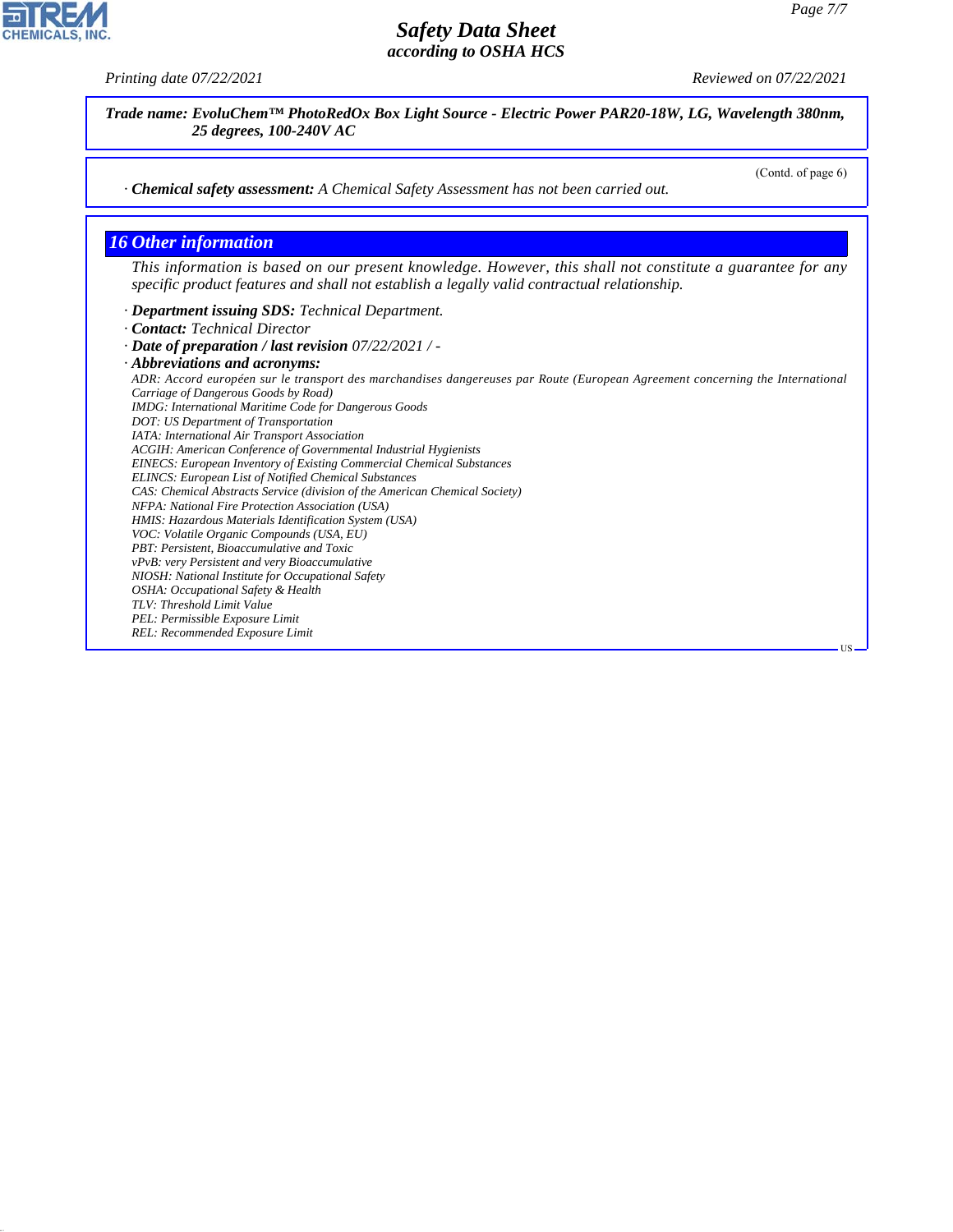**Trade name: EvoluChem™ PhotoRedOx Box Light Source - Electric Power PAR20-18W, LG, Wavelength 380nm, 25 degrees, 100-240V AC**

(Contd. of page 6)

· **Chemical safety assessment:** A Chemical Safety Assessment has not been carried out.

## 16 Other information

This information is based on our present knowledge. However, this shall not constitute a guarantee for any specific product features and shall not establish a legally valid contractual relationship.

· **Department issuing SDS:** Technical Department.
· **Contact:** Technical Director
· **Date of preparation / last revision** 07/22/2021 / -
· **Abbreviations and acronyms:**

ADR: Accord européen sur le transport des marchandises dangereuses par Route (European Agreement concerning the International Carriage of Dangerous Goods by Road)
IMDG: International Maritime Code for Dangerous Goods
DOT: US Department of Transportation
IATA: International Air Transport Association
ACGIH: American Conference of Governmental Industrial Hygienists
EINECS: European Inventory of Existing Commercial Chemical Substances
ELINCS: European List of Notified Chemical Substances
CAS: Chemical Abstracts Service (division of the American Chemical Society)
NFPA: National Fire Protection Association (USA)
HMIS: Hazardous Materials Identification System (USA)
VOC: Volatile Organic Compounds (USA, EU)
PBT: Persistent, Bioaccumulative and Toxic
vPvB: very Persistent and very Bioaccumulative
NIOSH: National Institute for Occupational Safety
OSHA: Occupational Safety & Health
TLV: Threshold Limit Value
PEL: Permissible Exposure Limit
REL: Recommended Exposure Limit

US